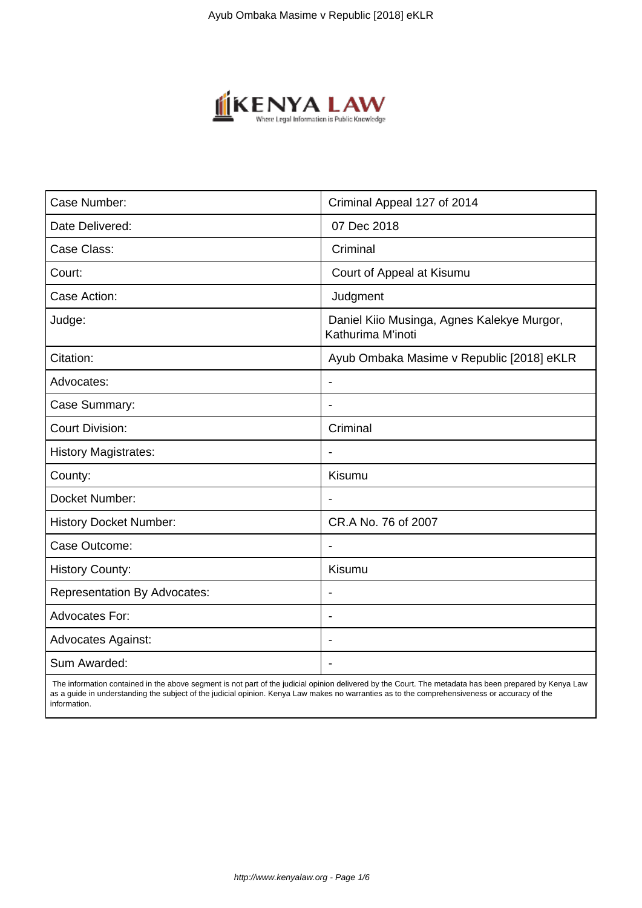| Case Number: | Criminal Appeal 127 of 2014 |
| --- | --- |
| Date Delivered: | 07 Dec 2018 |
| Case Class: | Criminal |
| Court: | Court of Appeal at Kisumu |
| Case Action: | Judgment |
| Judge: | Daniel Kiio Musinga, Agnes Kalekye Murgor, Kathurima M'inoti |
| Citation: | Ayub Ombaka Masime v Republic [2018] eKLR |
| Advocates: | - |
| Case Summary: | - |
| Court Division: | Criminal |
| History Magistrates: | - |
| County: | Kisumu |
| Docket Number: | - |
| History Docket Number: | CR.A No. 76 of 2007 |
| Case Outcome: | - |
| History County: | Kisumu |
| Representation By Advocates: | - |
| Advocates For: | - |
| Advocates Against: | - |
| Sum Awarded: | - |

The information contained in the above segment is not part of the judicial opinion delivered by the Court. The metadata has been prepared by Kenya Law as a guide in understanding the subject of the judicial opinion. Kenya Law makes no warranties as to the comprehensiveness or accuracy of the information.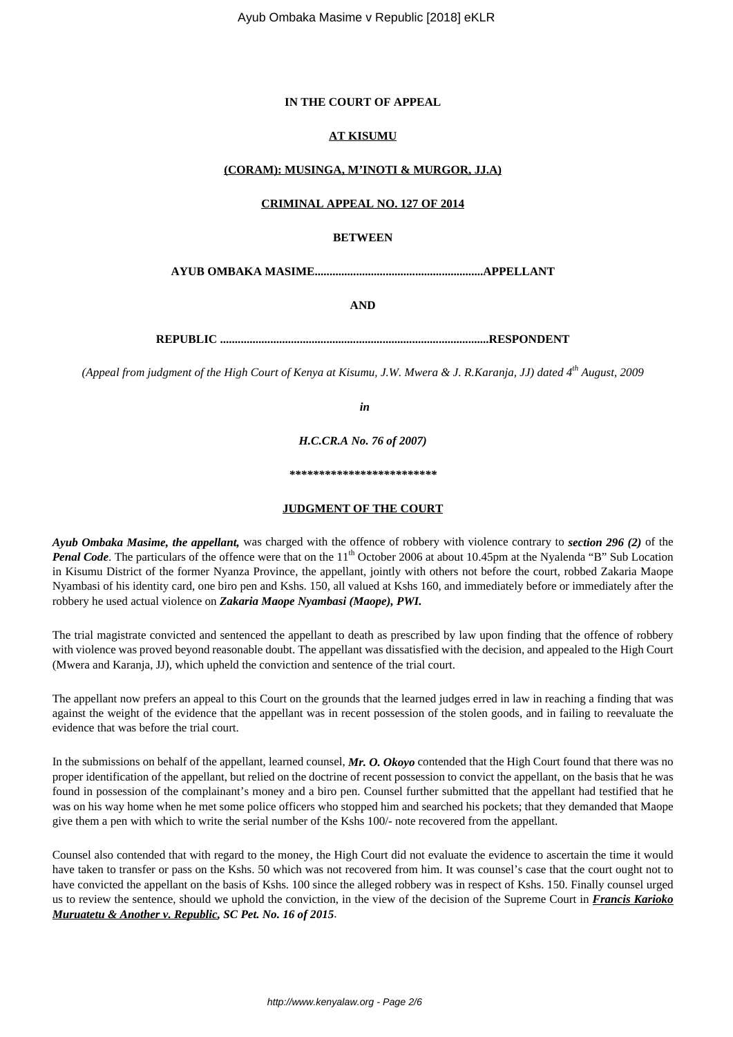**IN THE COURT OF APPEAL**

**AT KISUMU**

**(CORAM): MUSINGA, M'INOTI & MURGOR, JJ.A)**

**CRIMINAL APPEAL NO. 127 OF 2014**

**BETWEEN**

**AYUB OMBAKA MASIME.........................................................APPELLANT**

**AND**

**REPUBLIC ..........................................................................................RESPONDENT**

*(Appeal from judgment of the High Court of Kenya at Kisumu, J.W. Mwera & J. R.Karanja, JJ) dated 4th August, 2009*

***in***

***H.C.CR.A No. 76 of 2007)***

**************************

**JUDGMENT OF THE COURT**

***Ayub Ombaka Masime, the appellant,*** was charged with the offence of robbery with violence contrary to ***section 296 (2)*** of the ***Penal Code***. The particulars of the offence were that on the 11th October 2006 at about 10.45pm at the Nyalenda "B" Sub Location in Kisumu District of the former Nyanza Province, the appellant, jointly with others not before the court, robbed Zakaria Maope Nyambasi of his identity card, one biro pen and Kshs. 150, all valued at Kshs 160, and immediately before or immediately after the robbery he used actual violence on ***Zakaria Maope Nyambasi (Maope), PWI.***

The trial magistrate convicted and sentenced the appellant to death as prescribed by law upon finding that the offence of robbery with violence was proved beyond reasonable doubt. The appellant was dissatisfied with the decision, and appealed to the High Court (Mwera and Karanja, JJ), which upheld the conviction and sentence of the trial court.

The appellant now prefers an appeal to this Court on the grounds that the learned judges erred in law in reaching a finding that was against the weight of the evidence that the appellant was in recent possession of the stolen goods, and in failing to reevaluate the evidence that was before the trial court.

In the submissions on behalf of the appellant, learned counsel, ***Mr. O. Okoyo*** contended that the High Court found that there was no proper identification of the appellant, but relied on the doctrine of recent possession to convict the appellant, on the basis that he was found in possession of the complainant's money and a biro pen. Counsel further submitted that the appellant had testified that he was on his way home when he met some police officers who stopped him and searched his pockets; that they demanded that Maope give them a pen with which to write the serial number of the Kshs 100/- note recovered from the appellant.

Counsel also contended that with regard to the money, the High Court did not evaluate the evidence to ascertain the time it would have taken to transfer or pass on the Kshs. 50 which was not recovered from him. It was counsel's case that the court ought not to have convicted the appellant on the basis of Kshs. 100 since the alleged robbery was in respect of Kshs. 150. Finally counsel urged us to review the sentence, should we uphold the conviction, in the view of the decision of the Supreme Court in ***Francis Karioko Muruatetu & Another v. Republic, SC Pet. No. 16 of 2015***.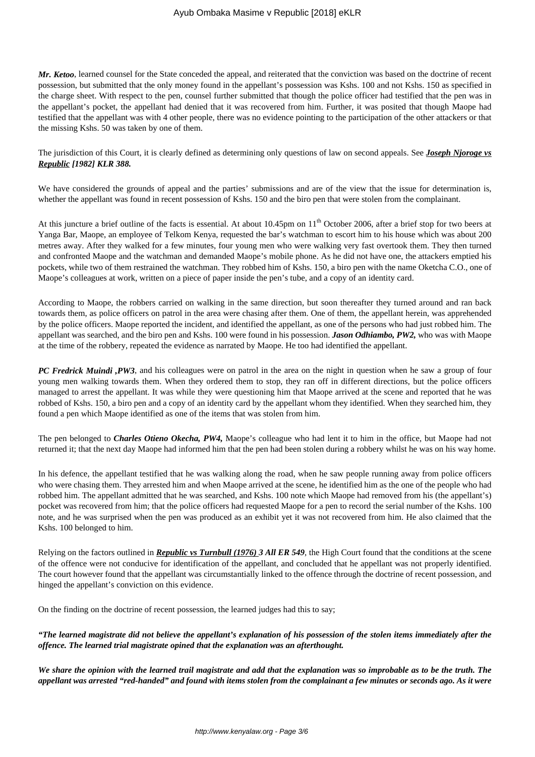***Mr. Ketoo***, learned counsel for the State conceded the appeal, and reiterated that the conviction was based on the doctrine of recent possession, but submitted that the only money found in the appellant's possession was Kshs. 100 and not Kshs. 150 as specified in the charge sheet. With respect to the pen, counsel further submitted that though the police officer had testified that the pen was in the appellant's pocket, the appellant had denied that it was recovered from him. Further, it was posited that though Maope had testified that the appellant was with 4 other people, there was no evidence pointing to the participation of the other attackers or that the missing Kshs. 50 was taken by one of them.

The jurisdiction of this Court, it is clearly defined as determining only questions of law on second appeals. See ***Joseph Njoroge vs Republic [1982] KLR 388.***

We have considered the grounds of appeal and the parties' submissions and are of the view that the issue for determination is, whether the appellant was found in recent possession of Kshs. 150 and the biro pen that were stolen from the complainant.

At this juncture a brief outline of the facts is essential. At about 10.45pm on 11th October 2006, after a brief stop for two beers at Yanga Bar, Maope, an employee of Telkom Kenya, requested the bar's watchman to escort him to his house which was about 200 metres away. After they walked for a few minutes, four young men who were walking very fast overtook them. They then turned and confronted Maope and the watchman and demanded Maope's mobile phone. As he did not have one, the attackers emptied his pockets, while two of them restrained the watchman. They robbed him of Kshs. 150, a biro pen with the name Oketcha C.O., one of Maope's colleagues at work, written on a piece of paper inside the pen's tube, and a copy of an identity card.

According to Maope, the robbers carried on walking in the same direction, but soon thereafter they turned around and ran back towards them, as police officers on patrol in the area were chasing after them. One of them, the appellant herein, was apprehended by the police officers. Maope reported the incident, and identified the appellant, as one of the persons who had just robbed him. The appellant was searched, and the biro pen and Kshs. 100 were found in his possession. ***Jason Odhiambo, PW2,*** who was with Maope at the time of the robbery, repeated the evidence as narrated by Maope. He too had identified the appellant.

***PC Fredrick Muindi ,PW3***, and his colleagues were on patrol in the area on the night in question when he saw a group of four young men walking towards them. When they ordered them to stop, they ran off in different directions, but the police officers managed to arrest the appellant. It was while they were questioning him that Maope arrived at the scene and reported that he was robbed of Kshs. 150, a biro pen and a copy of an identity card by the appellant whom they identified. When they searched him, they found a pen which Maope identified as one of the items that was stolen from him.

The pen belonged to ***Charles Otieno Okecha, PW4,*** Maope's colleague who had lent it to him in the office, but Maope had not returned it; that the next day Maope had informed him that the pen had been stolen during a robbery whilst he was on his way home.

In his defence, the appellant testified that he was walking along the road, when he saw people running away from police officers who were chasing them. They arrested him and when Maope arrived at the scene, he identified him as the one of the people who had robbed him. The appellant admitted that he was searched, and Kshs. 100 note which Maope had removed from his (the appellant's) pocket was recovered from him; that the police officers had requested Maope for a pen to record the serial number of the Kshs. 100 note, and he was surprised when the pen was produced as an exhibit yet it was not recovered from him. He also claimed that the Kshs. 100 belonged to him.

Relying on the factors outlined in ***Republic vs Turnbull (1976) 3 All ER 549***, the High Court found that the conditions at the scene of the offence were not conducive for identification of the appellant, and concluded that he appellant was not properly identified. The court however found that the appellant was circumstantially linked to the offence through the doctrine of recent possession, and hinged the appellant's conviction on this evidence.

On the finding on the doctrine of recent possession, the learned judges had this to say;

***"The learned magistrate did not believe the appellant's explanation of his possession of the stolen items immediately after the offence. The learned trial magistrate opined that the explanation was an afterthought.***

***We share the opinion with the learned trail magistrate and add that the explanation was so improbable as to be the truth. The appellant was arrested "red-handed" and found with items stolen from the complainant a few minutes or seconds ago. As it were***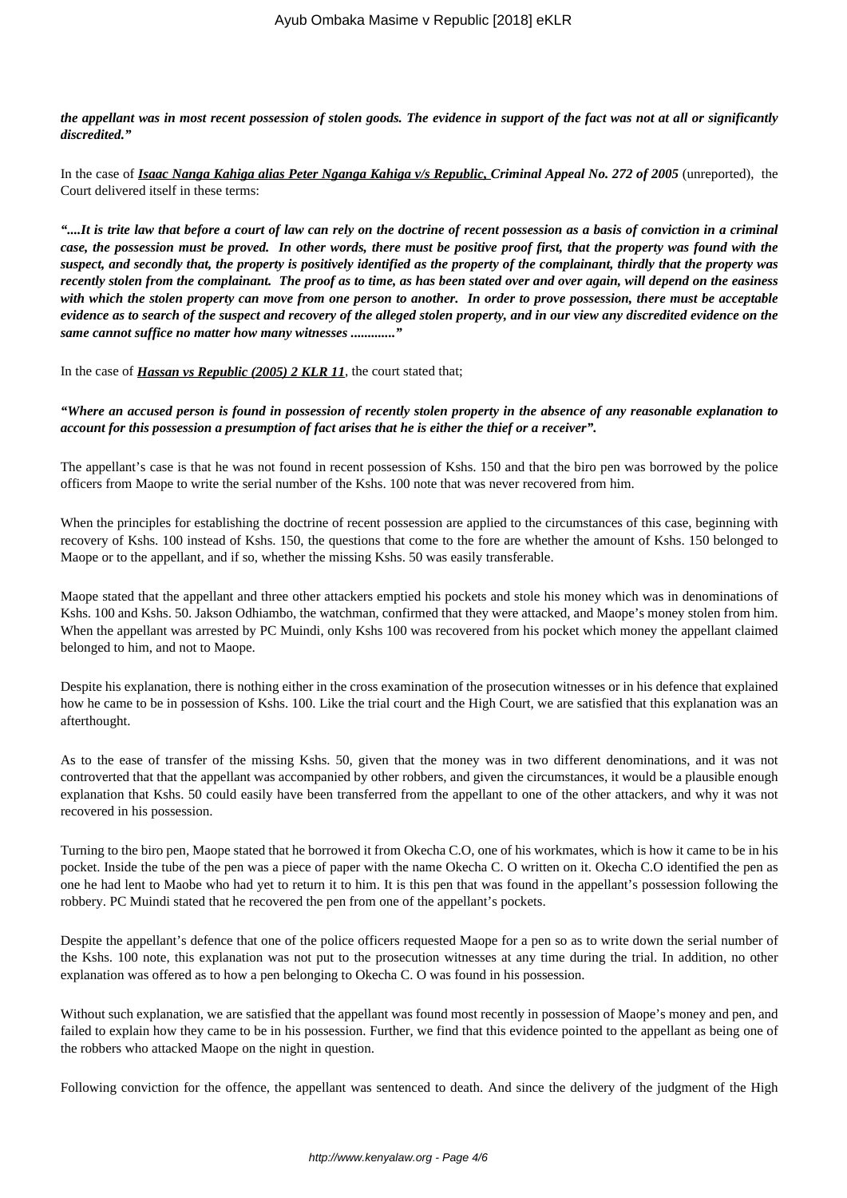***the appellant was in most recent possession of stolen goods. The evidence in support of the fact was not at all or significantly discredited."***

In the case of ***Isaac Nanga Kahiga alias Peter Nganga Kahiga v/s Republic, Criminal Appeal No. 272 of 2005*** (unreported), the Court delivered itself in these terms:

***"....It is trite law that before a court of law can rely on the doctrine of recent possession as a basis of conviction in a criminal case, the possession must be proved. In other words, there must be positive proof first, that the property was found with the suspect, and secondly that, the property is positively identified as the property of the complainant, thirdly that the property was recently stolen from the complainant. The proof as to time, as has been stated over and over again, will depend on the easiness with which the stolen property can move from one person to another. In order to prove possession, there must be acceptable evidence as to search of the suspect and recovery of the alleged stolen property, and in our view any discredited evidence on the same cannot suffice no matter how many witnesses ............"***

In the case of ***Hassan vs Republic (2005) 2 KLR 11***, the court stated that;

***"Where an accused person is found in possession of recently stolen property in the absence of any reasonable explanation to account for this possession a presumption of fact arises that he is either the thief or a receiver".***

The appellant's case is that he was not found in recent possession of Kshs. 150 and that the biro pen was borrowed by the police officers from Maope to write the serial number of the Kshs. 100 note that was never recovered from him.

When the principles for establishing the doctrine of recent possession are applied to the circumstances of this case, beginning with recovery of Kshs. 100 instead of Kshs. 150, the questions that come to the fore are whether the amount of Kshs. 150 belonged to Maope or to the appellant, and if so, whether the missing Kshs. 50 was easily transferable.

Maope stated that the appellant and three other attackers emptied his pockets and stole his money which was in denominations of Kshs. 100 and Kshs. 50. Jakson Odhiambo, the watchman, confirmed that they were attacked, and Maope's money stolen from him. When the appellant was arrested by PC Muindi, only Kshs 100 was recovered from his pocket which money the appellant claimed belonged to him, and not to Maope.

Despite his explanation, there is nothing either in the cross examination of the prosecution witnesses or in his defence that explained how he came to be in possession of Kshs. 100. Like the trial court and the High Court, we are satisfied that this explanation was an afterthought.

As to the ease of transfer of the missing Kshs. 50, given that the money was in two different denominations, and it was not controverted that that the appellant was accompanied by other robbers, and given the circumstances, it would be a plausible enough explanation that Kshs. 50 could easily have been transferred from the appellant to one of the other attackers, and why it was not recovered in his possession.

Turning to the biro pen, Maope stated that he borrowed it from Okecha C.O, one of his workmates, which is how it came to be in his pocket. Inside the tube of the pen was a piece of paper with the name Okecha C. O written on it. Okecha C.O identified the pen as one he had lent to Maobe who had yet to return it to him. It is this pen that was found in the appellant's possession following the robbery. PC Muindi stated that he recovered the pen from one of the appellant's pockets.

Despite the appellant's defence that one of the police officers requested Maope for a pen so as to write down the serial number of the Kshs. 100 note, this explanation was not put to the prosecution witnesses at any time during the trial. In addition, no other explanation was offered as to how a pen belonging to Okecha C. O was found in his possession.

Without such explanation, we are satisfied that the appellant was found most recently in possession of Maope's money and pen, and failed to explain how they came to be in his possession. Further, we find that this evidence pointed to the appellant as being one of the robbers who attacked Maope on the night in question.

Following conviction for the offence, the appellant was sentenced to death. And since the delivery of the judgment of the High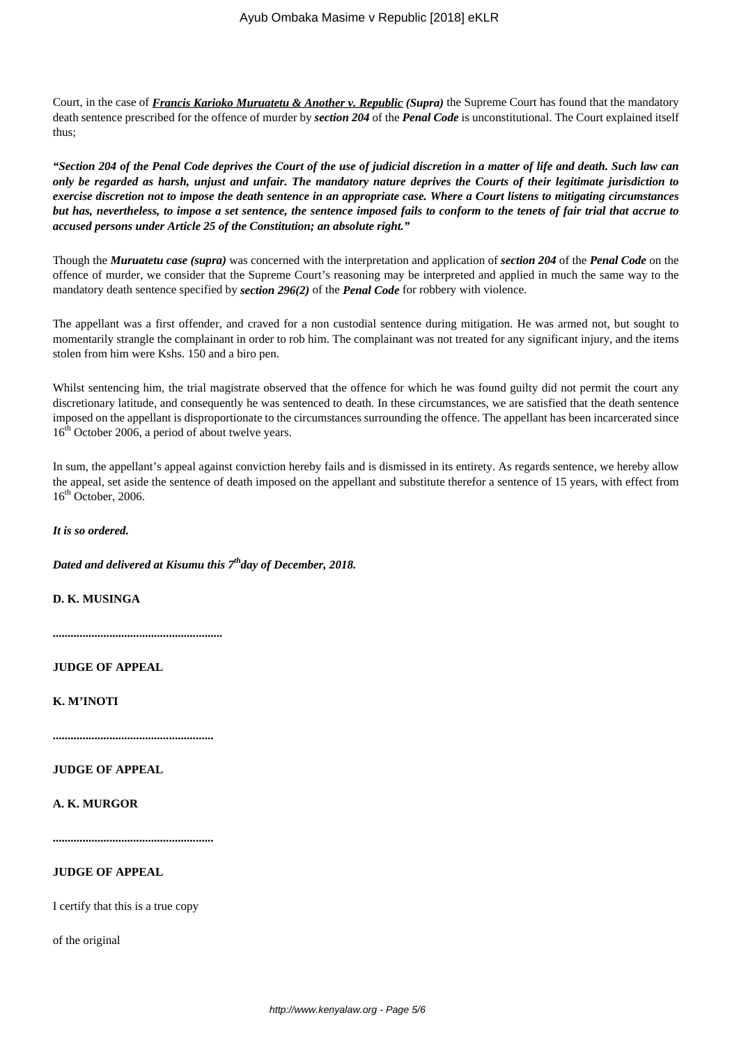Court, in the case of ***Francis Karioko Muruatetu & Another v. Republic*** ***(Supra)*** the Supreme Court has found that the mandatory death sentence prescribed for the offence of murder by ***section 204*** of the ***Penal Code*** is unconstitutional. The Court explained itself thus;

***"Section 204 of the Penal Code deprives the Court of the use of judicial discretion in a matter of life and death. Such law can only be regarded as harsh, unjust and unfair. The mandatory nature deprives the Courts of their legitimate jurisdiction to exercise discretion not to impose the death sentence in an appropriate case. Where a Court listens to mitigating circumstances but has, nevertheless, to impose a set sentence, the sentence imposed fails to conform to the tenets of fair trial that accrue to accused persons under Article 25 of the Constitution; an absolute right."***

Though the ***Muruatetu case (supra)*** was concerned with the interpretation and application of ***section 204*** of the ***Penal Code*** on the offence of murder, we consider that the Supreme Court's reasoning may be interpreted and applied in much the same way to the mandatory death sentence specified by ***section 296(2)*** of the ***Penal Code*** for robbery with violence.

The appellant was a first offender, and craved for a non custodial sentence during mitigation. He was armed not, but sought to momentarily strangle the complainant in order to rob him. The complainant was not treated for any significant injury, and the items stolen from him were Kshs. 150 and a biro pen.

Whilst sentencing him, the trial magistrate observed that the offence for which he was found guilty did not permit the court any discretionary latitude, and consequently he was sentenced to death. In these circumstances, we are satisfied that the death sentence imposed on the appellant is disproportionate to the circumstances surrounding the offence. The appellant has been incarcerated since 16th October 2006, a period of about twelve years.

In sum, the appellant's appeal against conviction hereby fails and is dismissed in its entirety. As regards sentence, we hereby allow the appeal, set aside the sentence of death imposed on the appellant and substitute therefor a sentence of 15 years, with effect from 16th October, 2006.

***It is so ordered.***

***Dated and delivered at Kisumu this 7th day of December, 2018.***

**D. K. MUSINGA**

**.......................................................**

**JUDGE OF APPEAL**

**K. M'INOTI**

**....................................................**

**JUDGE OF APPEAL**

**A. K. MURGOR**

**....................................................**

**JUDGE OF APPEAL**

I certify that this is a true copy

of the original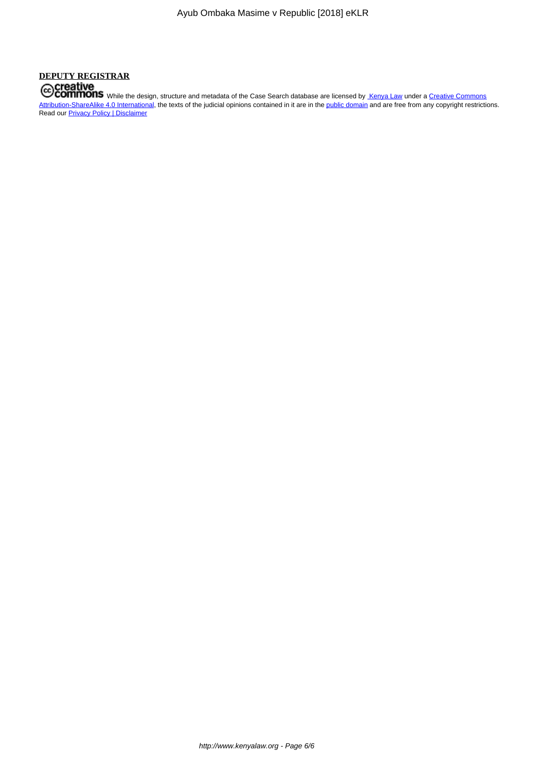**DEPUTY REGISTRAR**

While the design, structure and metadata of the Case Search database are licensed by Kenya Law under a Creative Commons Attribution-ShareAlike 4.0 International, the texts of the judicial opinions contained in it are in the public domain and are free from any copyright restrictions. Read our Privacy Policy | Disclaimer